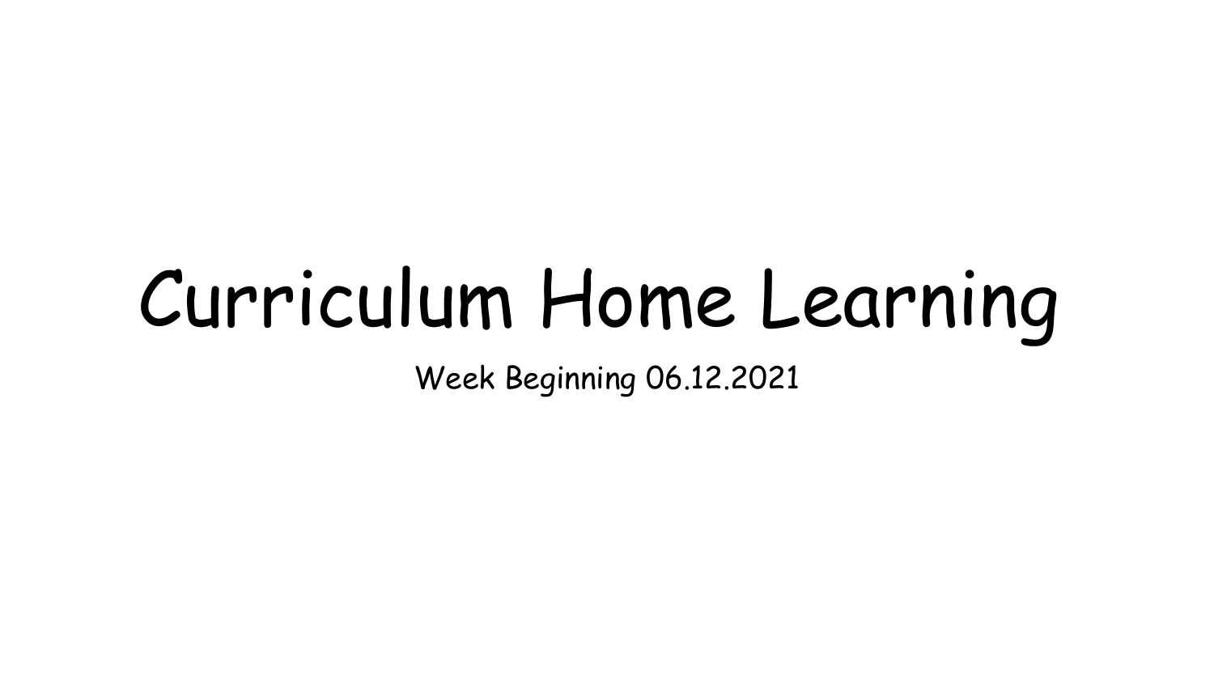# Curriculum Home Learning

Week Beginning 06.12.2021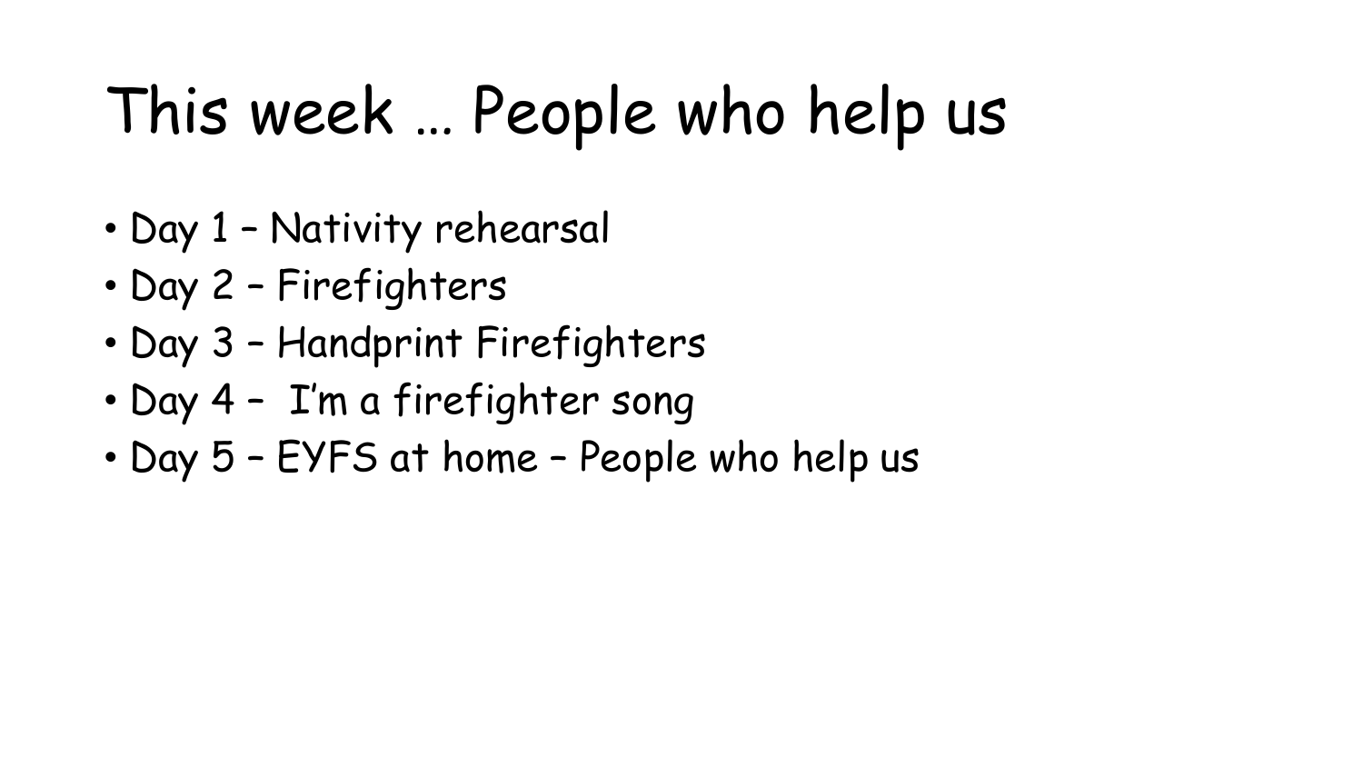# This week … People who help us

- Day 1 – Nativity rehearsal
- Day 2 – Firefighters
- Day 3 – Handprint Firefighters
- Day 4 – I'm a firefighter song
- Day 5 – EYFS at home – People who help us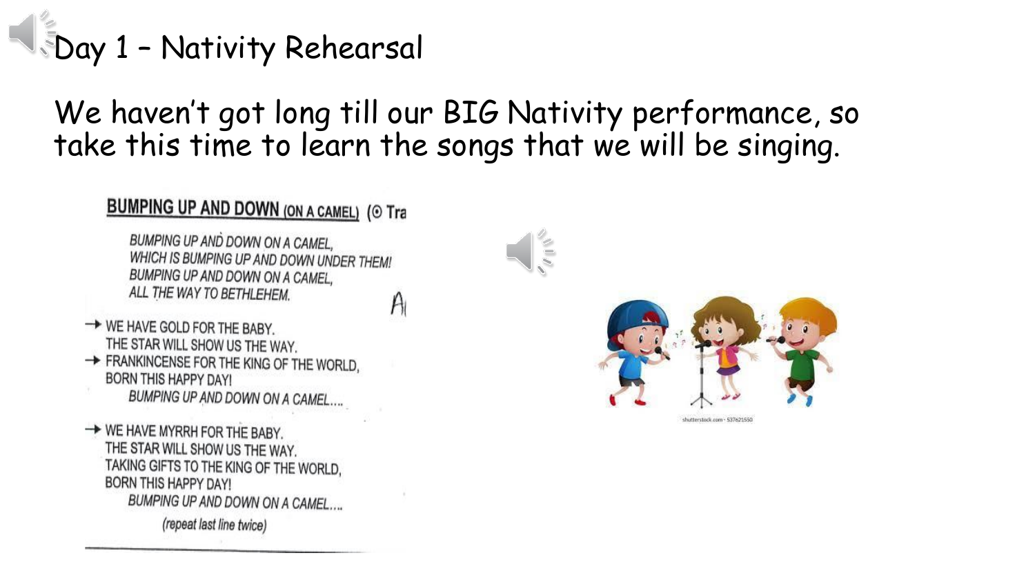# Day 1 – Nativity Rehearsal

We haven't got long till our BIG Nativity performance, so take this time to learn the songs that we will be singing.

BUMPING UP AND DOWN (ON A CAMEL) (© Tra

*BUMPING UP AND DOWN ON A CAMEL,*
*WHICH IS BUMPING UP AND DOWN UNDER THEM!*
*BUMPING UP AND DOWN ON A CAMEL,*
*ALL THE WAY TO BETHLEHEM.*

→ WE HAVE GOLD FOR THE BABY.
THE STAR WILL SHOW US THE WAY.
→ FRANKINCENSE FOR THE KING OF THE WORLD,
BORN THIS HAPPY DAY!
*BUMPING UP AND DOWN ON A CAMEL....*

→ WE HAVE MYRRH FOR THE BABY.
THE STAR WILL SHOW US THE WAY.
TAKING GIFTS TO THE KING OF THE WORLD,
BORN THIS HAPPY DAY!
*BUMPING UP AND DOWN ON A CAMEL....*
*(repeat last line twice)*

shutterstock.com · 537621550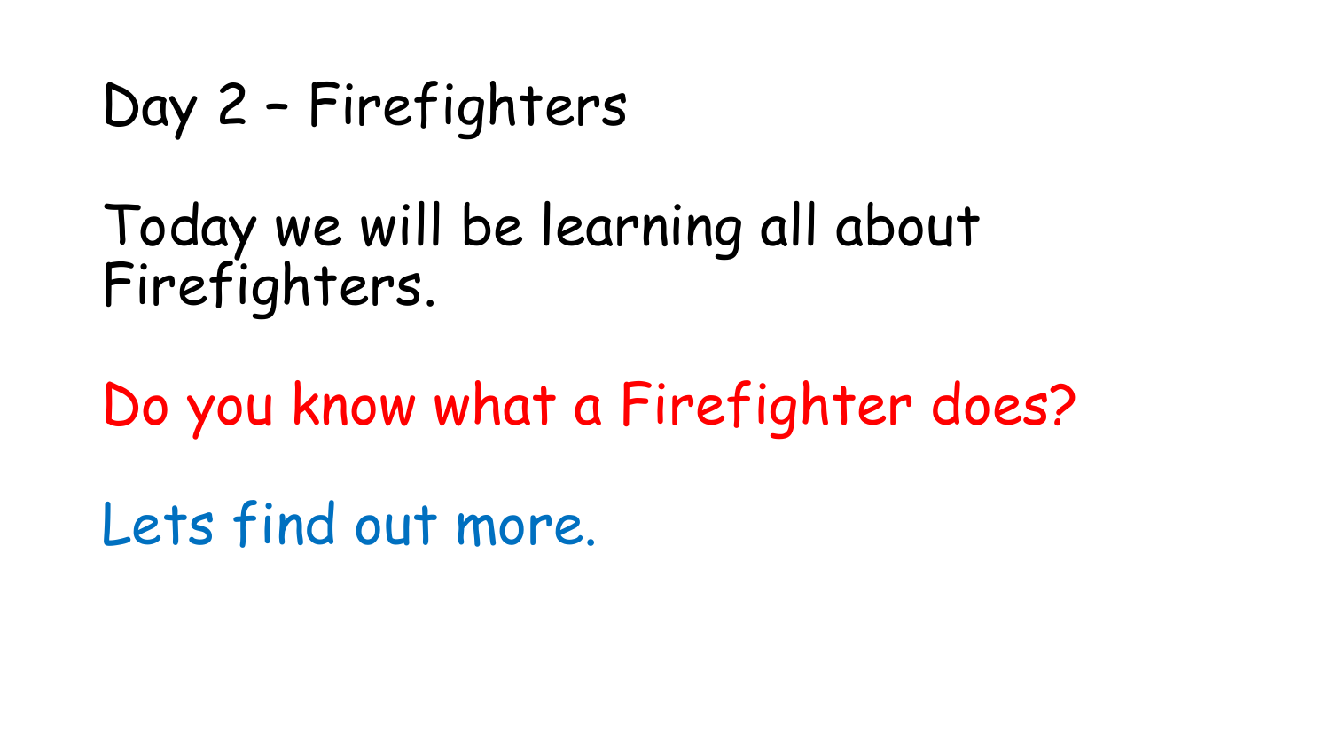# Day 2 – Firefighters

Today we will be learning all about Firefighters.

Do you know what a Firefighter does?

Lets find out more.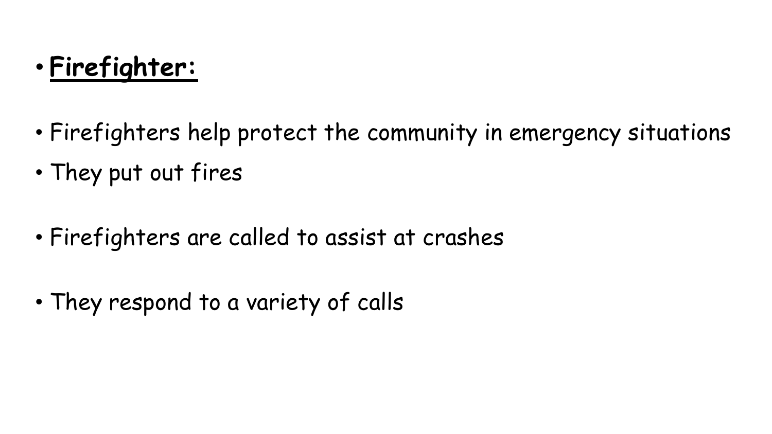- **Firefighter:**

- Firefighters help protect the community in emergency situations
- They put out fires

- Firefighters are called to assist at crashes

- They respond to a variety of calls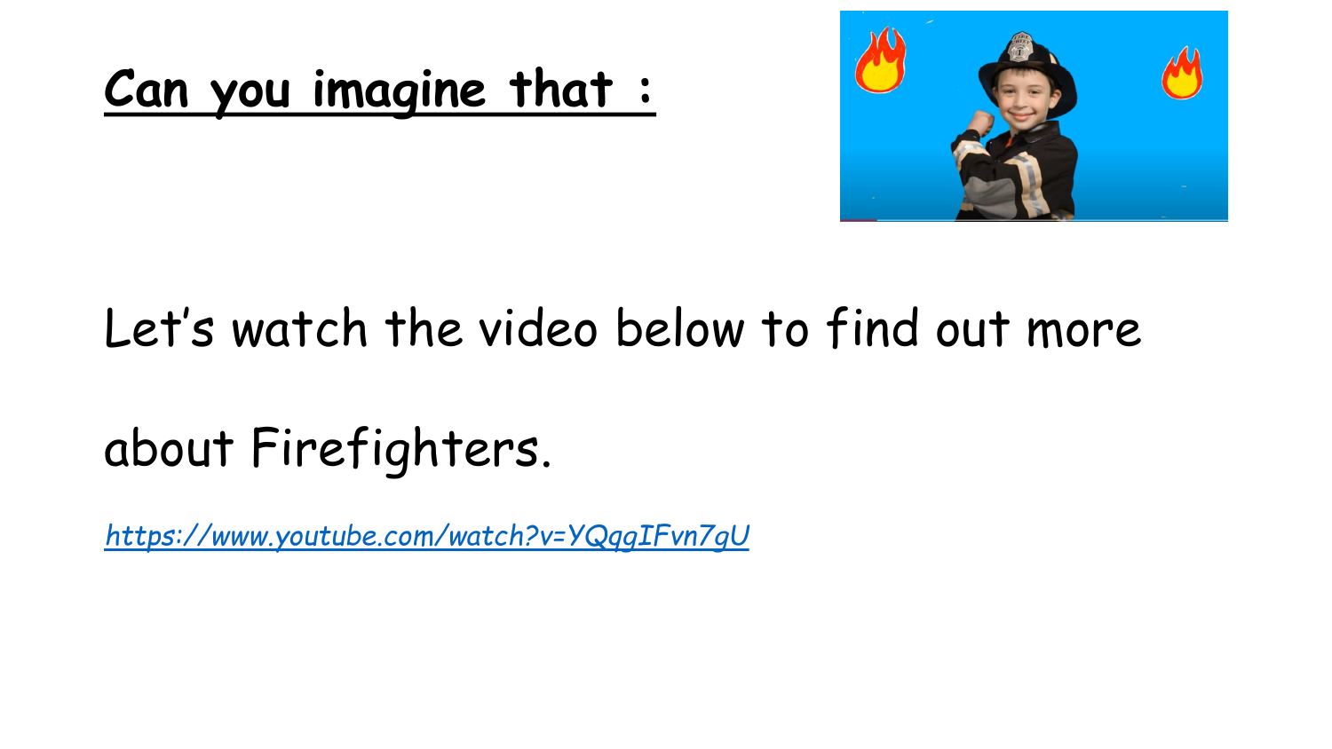**Can you imagine that :**

Let's watch the video below to find out more

about Firefighters.

[https://www.youtube.com/watch?v=YQqgIFvn7gU](https://www.youtube.com/watch?v=YQqgIFvn7gU)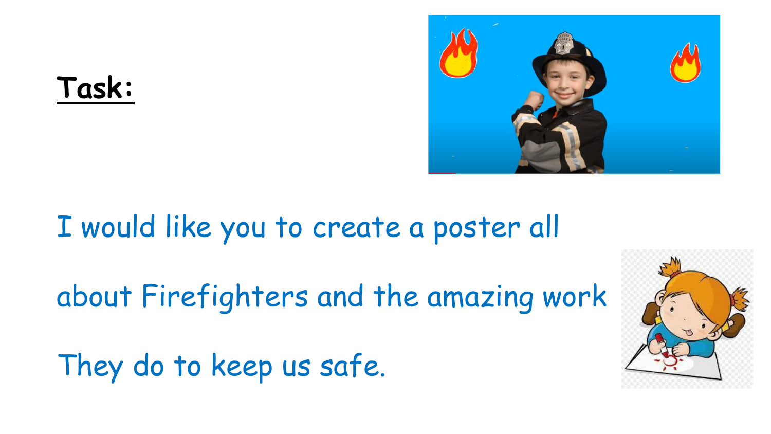**Task:**

I would like you to create a poster all about Firefighters and the amazing work They do to keep us safe.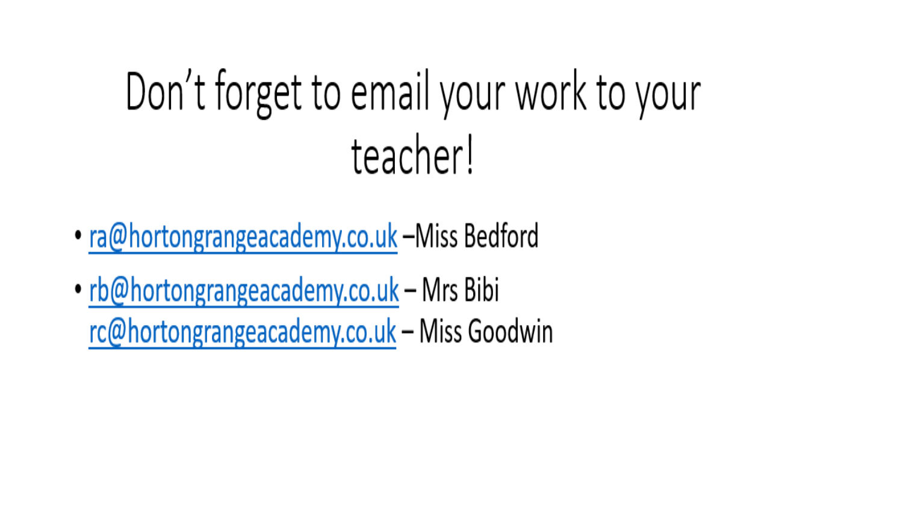# Don't forget to email your work to your teacher!

- ra@hortongrangeacademy.co.uk –Miss Bedford
- rb@hortongrangeacademy.co.uk – Mrs Bibi
  rc@hortongrangeacademy.co.uk – Miss Goodwin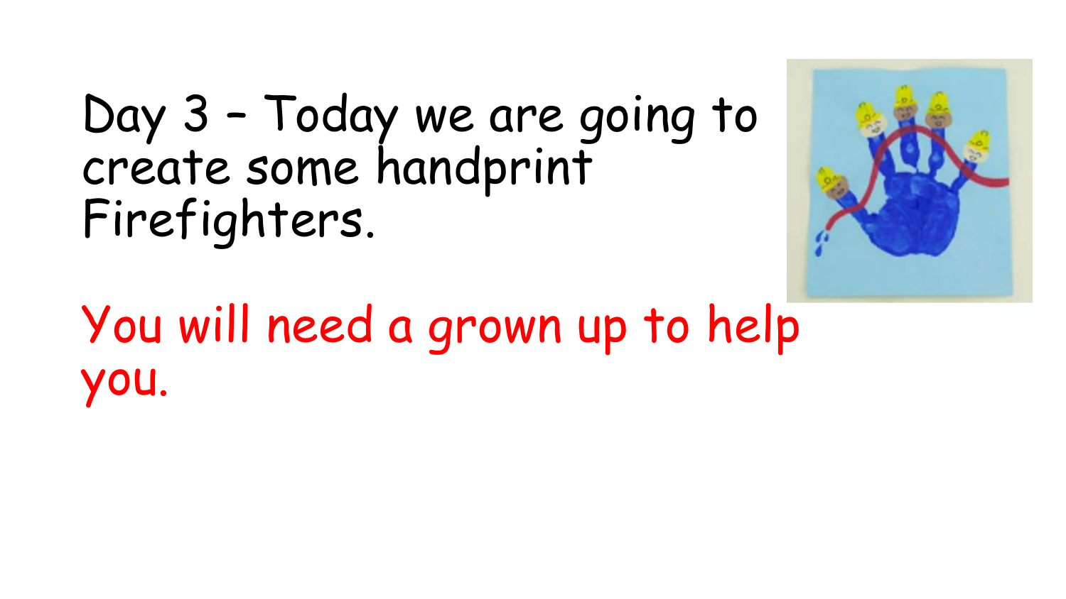Day 3 – Today we are going to create some handprint Firefighters.

You will need a grown up to help you.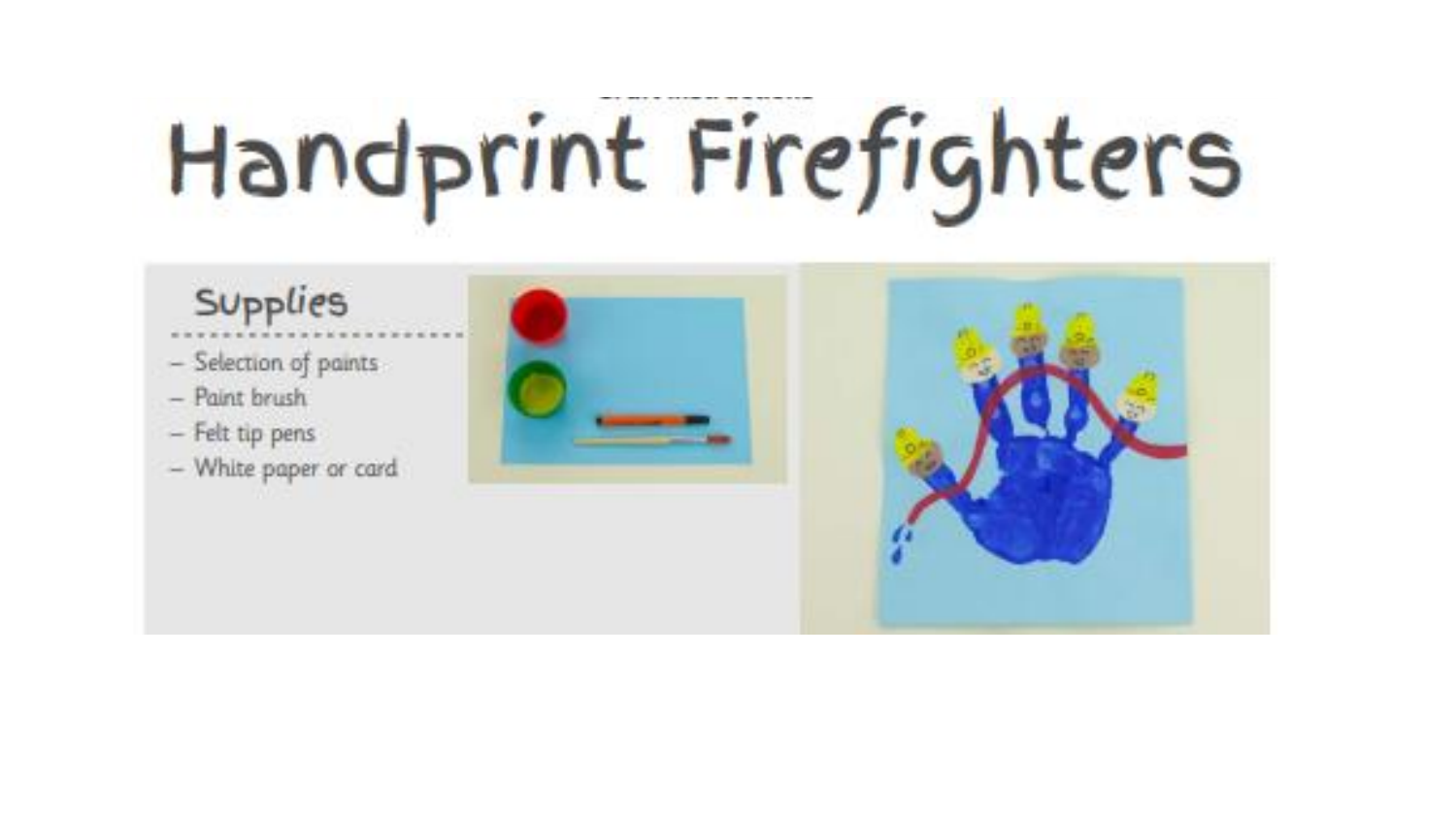# Handprint Firefighters

## Supplies

- Selection of paints
- Paint brush
- Felt tip pens
- White paper or card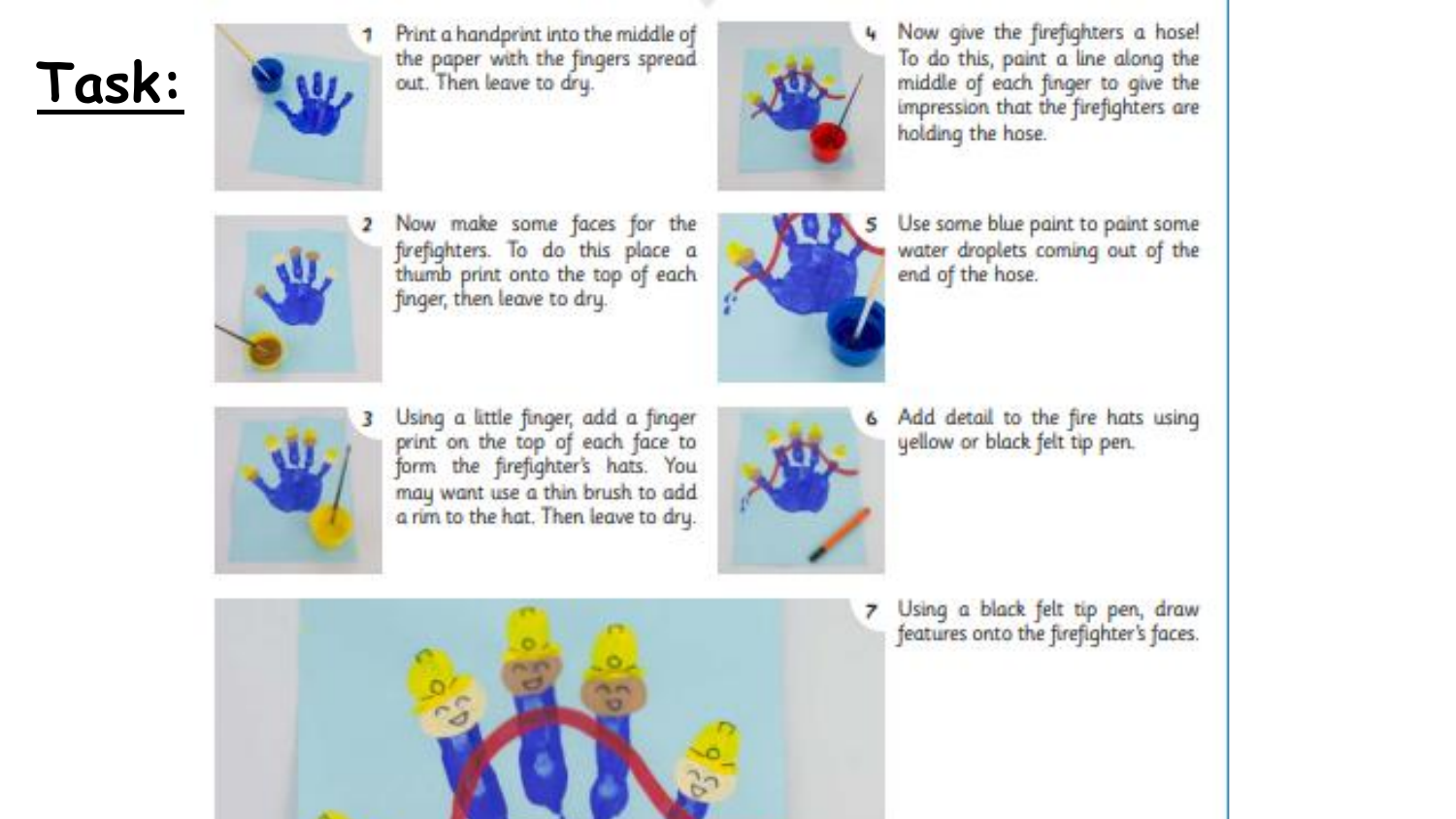# Task:

1. Print a handprint into the middle of the paper with the fingers spread out. Then leave to dry.

2. Now make some faces for the firefighters. To do this place a thumb print onto the top of each finger, then leave to dry.

3. Using a little finger, add a finger print on the top of each face to form the firefighter's hats. You may want use a thin brush to add a rim to the hat. Then leave to dry.

4. Now give the firefighters a hose! To do this, paint a line along the middle of each finger to give the impression that the firefighters are holding the hose.

5. Use some blue paint to paint some water droplets coming out of the end of the hose.

6. Add detail to the fire hats using yellow or black felt tip pen.

7. Using a black felt tip pen, draw features onto the firefighter's faces.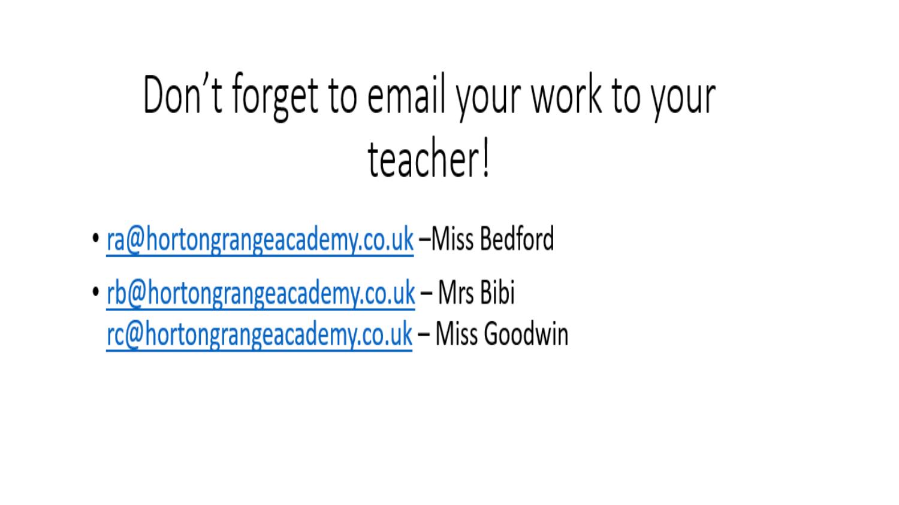# Don’t forget to email your work to your teacher!

- ra@hortongrangeacademy.co.uk –Miss Bedford
- rb@hortongrangeacademy.co.uk – Mrs Bibi
  rc@hortongrangeacademy.co.uk – Miss Goodwin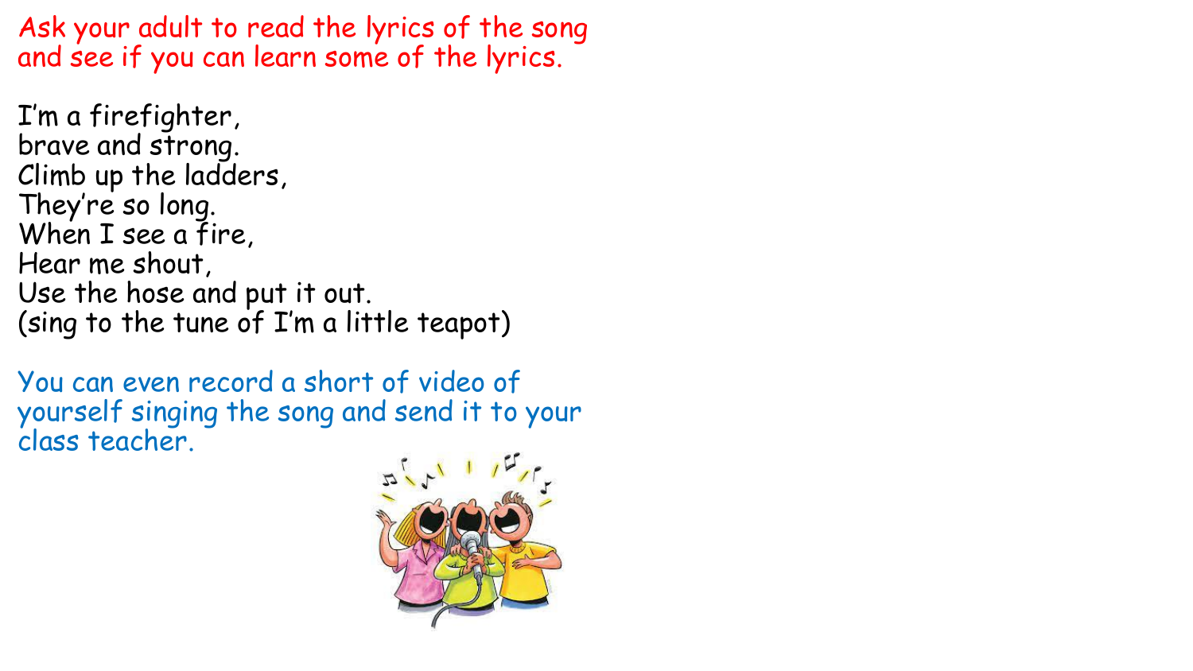Ask your adult to read the lyrics of the song and see if you can learn some of the lyrics.

I'm a firefighter,  
brave and strong.  
Climb up the ladders,  
They're so long.  
When I see a fire,  
Hear me shout,  
Use the hose and put it out.  
(sing to the tune of I'm a little teapot)

You can even record a short of video of yourself singing the song and send it to your class teacher.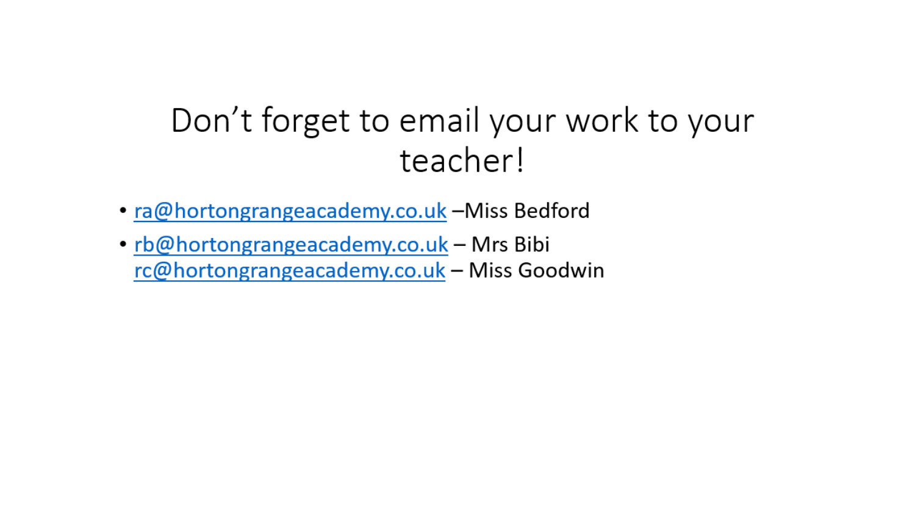# Don't forget to email your work to your teacher!

- ra@hortongrangeacademy.co.uk –Miss Bedford
- rb@hortongrangeacademy.co.uk – Mrs Bibi
  rc@hortongrangeacademy.co.uk – Miss Goodwin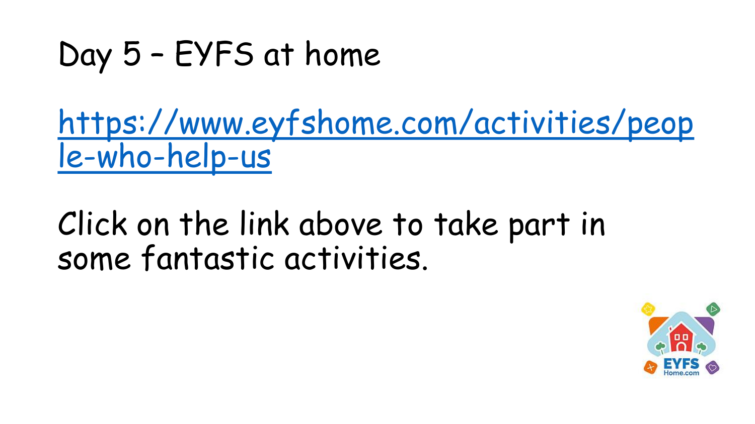# Day 5 – EYFS at home

https://www.eyfshome.com/activities/people-who-help-us

Click on the link above to take part in some fantastic activities.